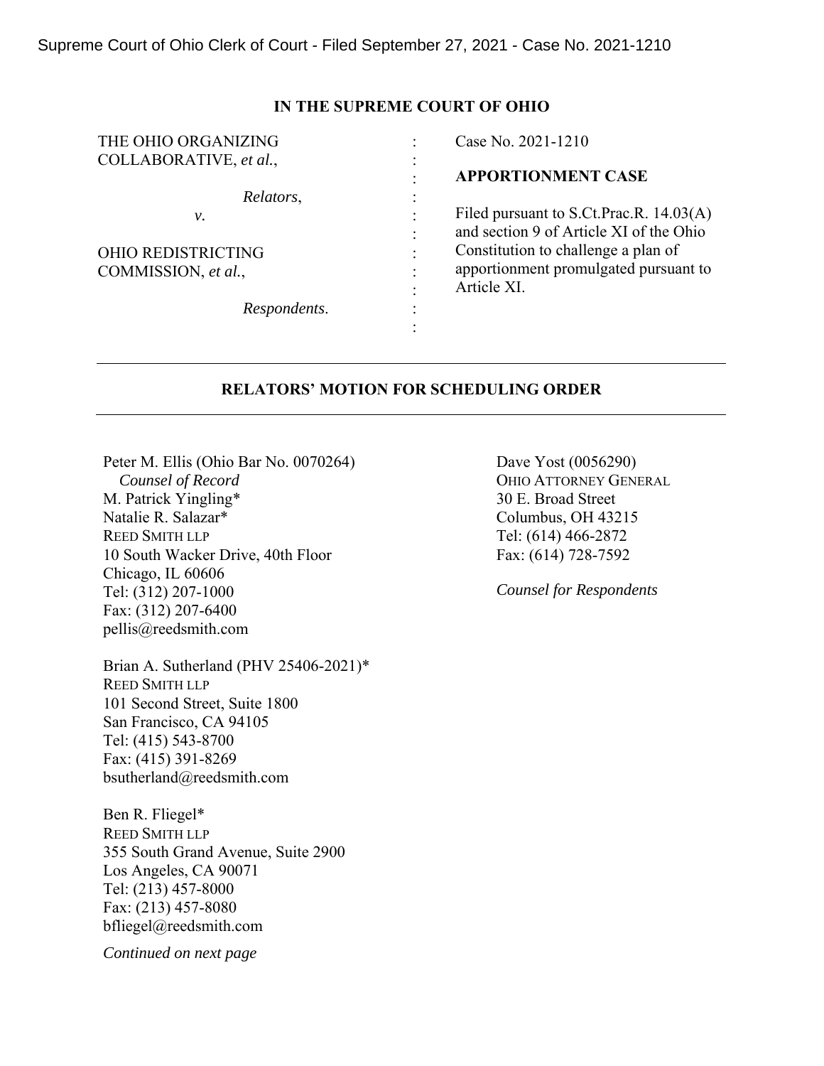Supreme Court of Ohio Clerk of Court - Filed September 27, 2021 - Case No. 2021-1210

**IN THE SUPREME COURT OF OHIO**

| | | |
|---|---|---|
| THE OHIO ORGANIZING COLLABORATIVE, *et al.*, | : | Case No. 2021-1210 |
| *Relators*, | : | **APPORTIONMENT CASE** |
| *v.* | : | Filed pursuant to S.Ct.Prac.R. 14.03(A) and section 9 of Article XI of the Ohio Constitution to challenge a plan of apportionment promulgated pursuant to Article XI. |
| OHIO REDISTRICTING COMMISSION, *et al.*, | : | |
| *Respondents*. | : | |

---

**RELATORS' MOTION FOR SCHEDULING ORDER**

---

Peter M. Ellis (Ohio Bar No. 0070264)
*Counsel of Record*
M. Patrick Yingling*
Natalie R. Salazar*
REED SMITH LLP
10 South Wacker Drive, 40th Floor
Chicago, IL 60606
Tel: (312) 207-1000
Fax: (312) 207-6400
pellis@reedsmith.com

Brian A. Sutherland (PHV 25406-2021)*
REED SMITH LLP
101 Second Street, Suite 1800
San Francisco, CA 94105
Tel: (415) 543-8700
Fax: (415) 391-8269
bsutherland@reedsmith.com

Ben R. Fliegel*
REED SMITH LLP
355 South Grand Avenue, Suite 2900
Los Angeles, CA 90071
Tel: (213) 457-8000
Fax: (213) 457-8080
bfliegel@reedsmith.com

*Continued on next page*

Dave Yost (0056290)
OHIO ATTORNEY GENERAL
30 E. Broad Street
Columbus, OH 43215
Tel: (614) 466-2872
Fax: (614) 728-7592

*Counsel for Respondents*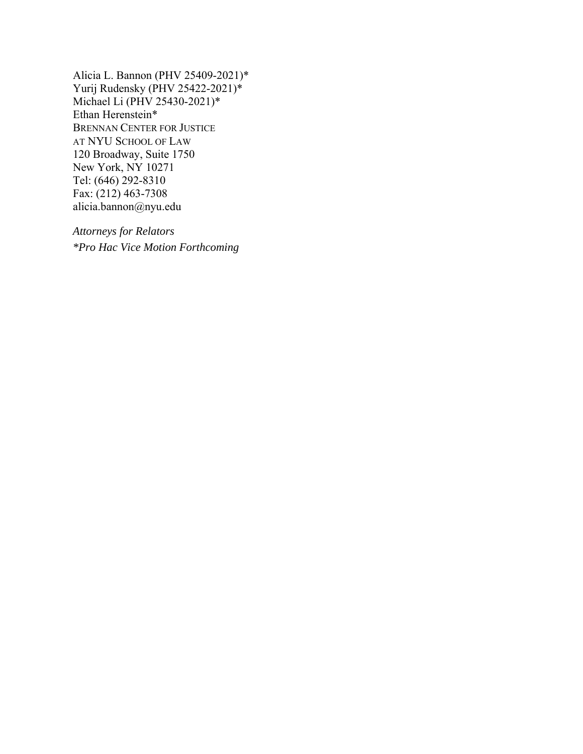Alicia L. Bannon (PHV 25409-2021)*  
Yurij Rudensky (PHV 25422-2021)*  
Michael Li (PHV 25430-2021)*  
Ethan Herenstein*  
BRENNAN CENTER FOR JUSTICE  
AT NYU SCHOOL OF LAW  
120 Broadway, Suite 1750  
New York, NY 10271  
Tel: (646) 292-8310  
Fax: (212) 463-7308  
alicia.bannon@nyu.edu

*Attorneys for Relators*

**Pro Hac Vice Motion Forthcoming*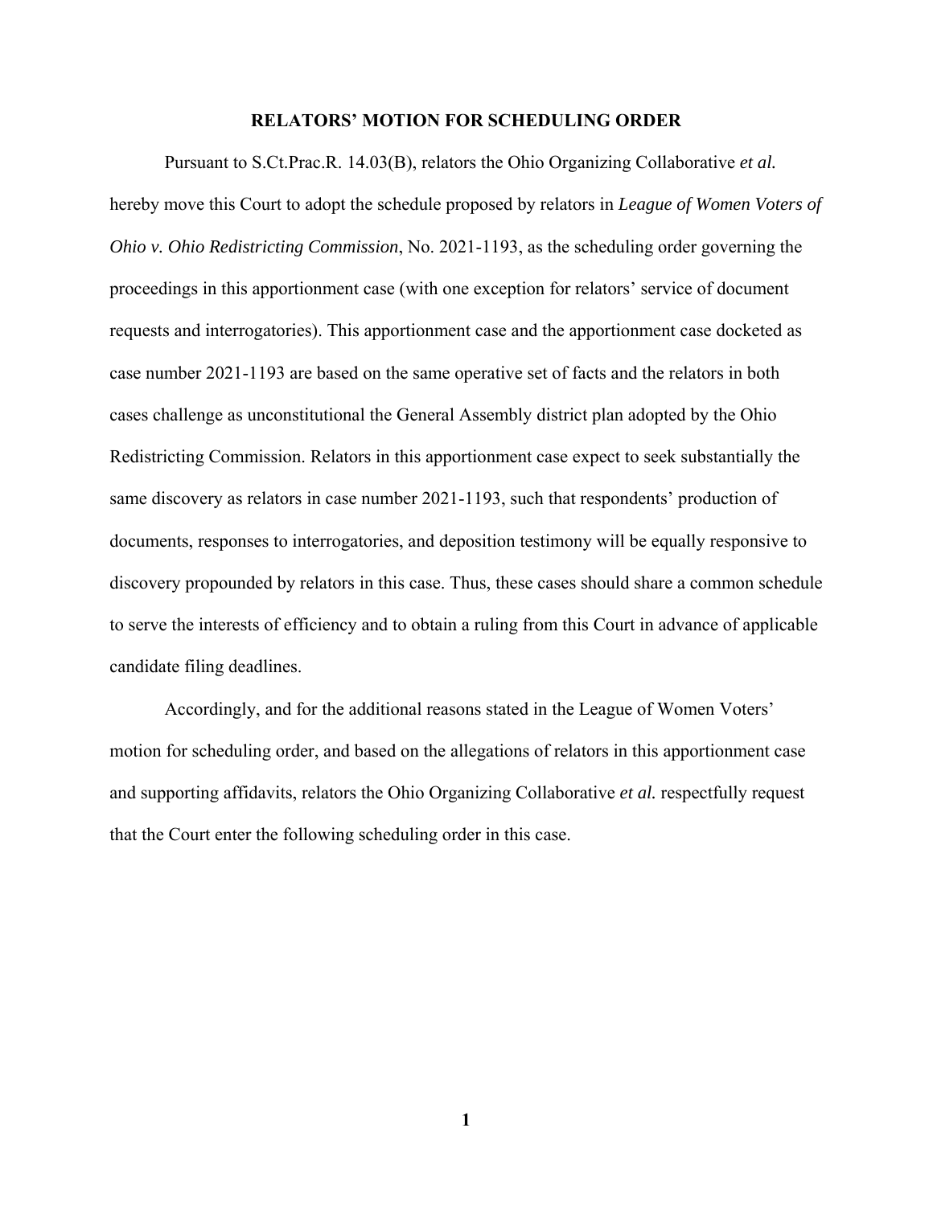# RELATORS' MOTION FOR SCHEDULING ORDER

Pursuant to S.Ct.Prac.R. 14.03(B), relators the Ohio Organizing Collaborative *et al.* hereby move this Court to adopt the schedule proposed by relators in *League of Women Voters of Ohio v. Ohio Redistricting Commission*, No. 2021-1193, as the scheduling order governing the proceedings in this apportionment case (with one exception for relators' service of document requests and interrogatories). This apportionment case and the apportionment case docketed as case number 2021-1193 are based on the same operative set of facts and the relators in both cases challenge as unconstitutional the General Assembly district plan adopted by the Ohio Redistricting Commission. Relators in this apportionment case expect to seek substantially the same discovery as relators in case number 2021-1193, such that respondents' production of documents, responses to interrogatories, and deposition testimony will be equally responsive to discovery propounded by relators in this case. Thus, these cases should share a common schedule to serve the interests of efficiency and to obtain a ruling from this Court in advance of applicable candidate filing deadlines.

Accordingly, and for the additional reasons stated in the League of Women Voters' motion for scheduling order, and based on the allegations of relators in this apportionment case and supporting affidavits, relators the Ohio Organizing Collaborative *et al.* respectfully request that the Court enter the following scheduling order in this case.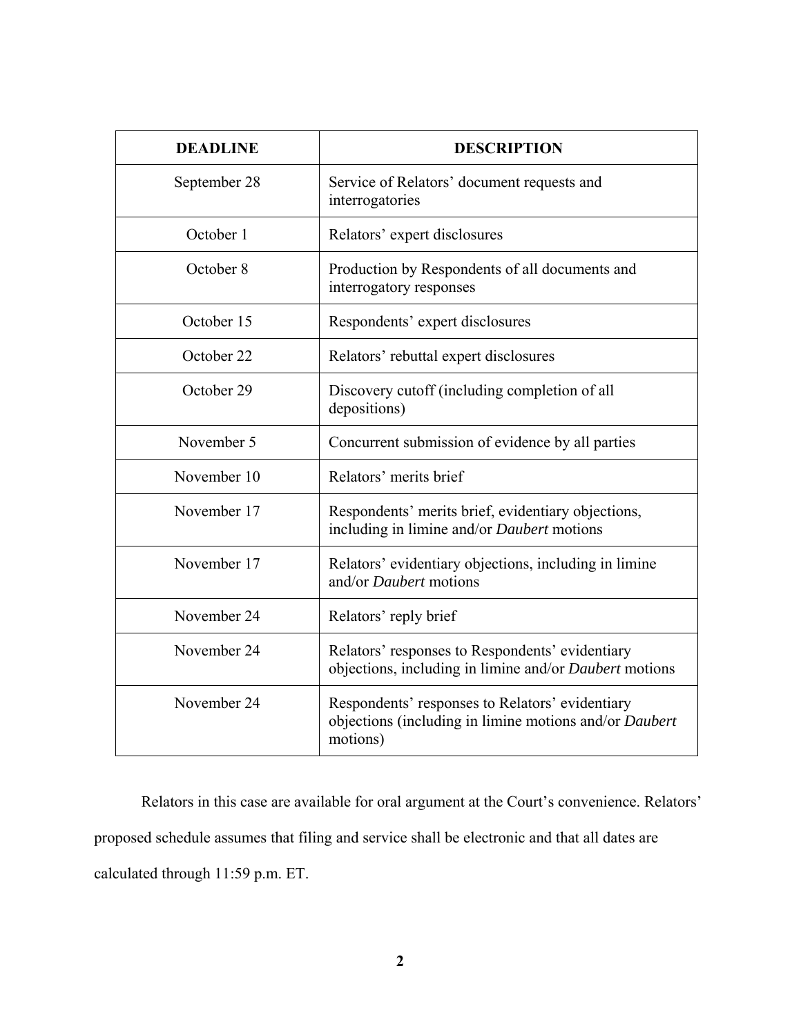| DEADLINE | DESCRIPTION |
| --- | --- |
| September 28 | Service of Relators' document requests and interrogatories |
| October 1 | Relators' expert disclosures |
| October 8 | Production by Respondents of all documents and interrogatory responses |
| October 15 | Respondents' expert disclosures |
| October 22 | Relators' rebuttal expert disclosures |
| October 29 | Discovery cutoff (including completion of all depositions) |
| November 5 | Concurrent submission of evidence by all parties |
| November 10 | Relators' merits brief |
| November 17 | Respondents' merits brief, evidentiary objections, including in limine and/or *Daubert* motions |
| November 17 | Relators' evidentiary objections, including in limine and/or *Daubert* motions |
| November 24 | Relators' reply brief |
| November 24 | Relators' responses to Respondents' evidentiary objections, including in limine and/or *Daubert* motions |
| November 24 | Respondents' responses to Relators' evidentiary objections (including in limine motions and/or *Daubert* motions) |

Relators in this case are available for oral argument at the Court's convenience. Relators' proposed schedule assumes that filing and service shall be electronic and that all dates are calculated through 11:59 p.m. ET.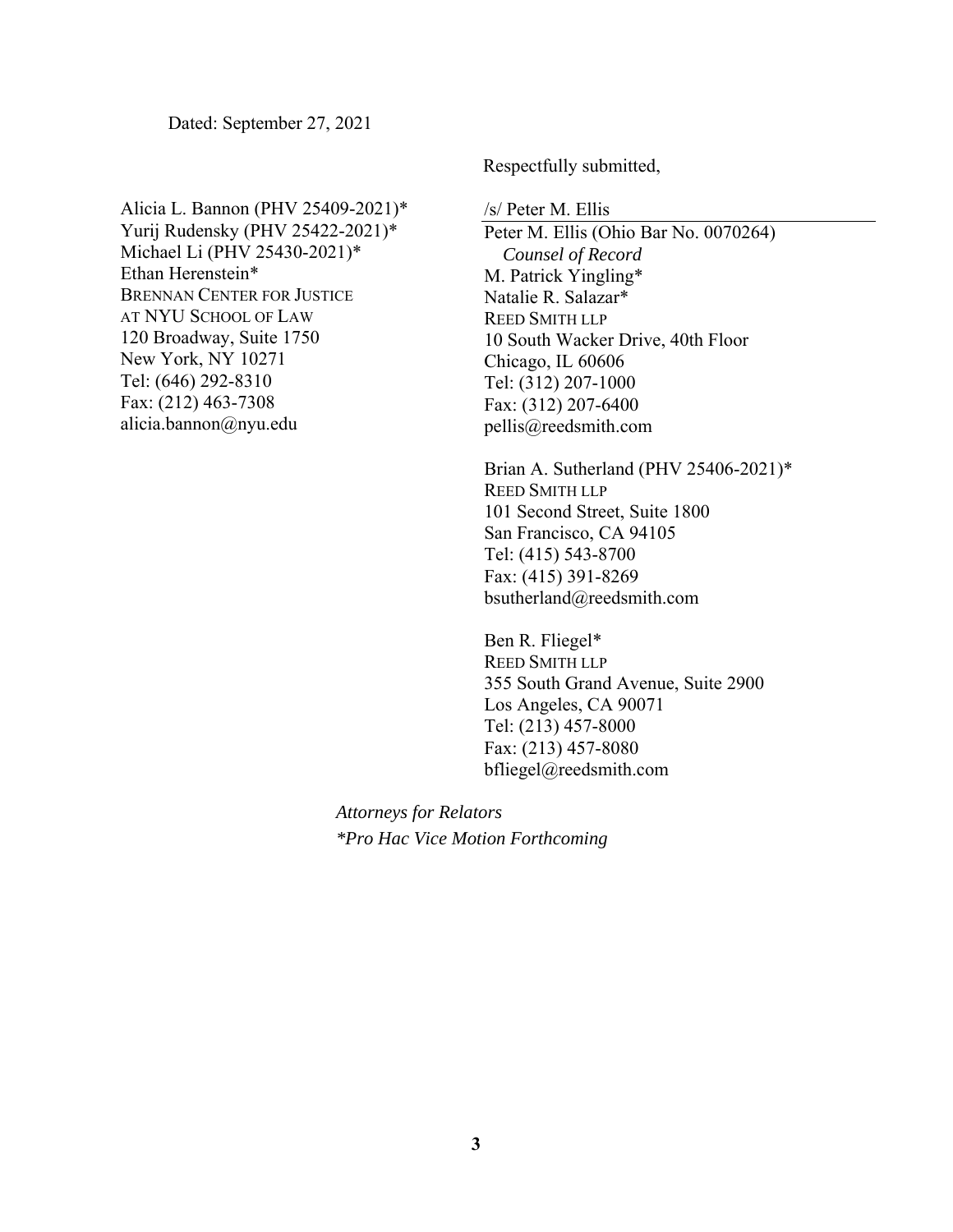Dated: September 27, 2021

Respectfully submitted,

/s/ Peter M. Ellis
Peter M. Ellis (Ohio Bar No. 0070264)
*Counsel of Record*
M. Patrick Yingling*
Natalie R. Salazar*
REED SMITH LLP
10 South Wacker Drive, 40th Floor
Chicago, IL 60606
Tel: (312) 207-1000
Fax: (312) 207-6400
pellis@reedsmith.com

Brian A. Sutherland (PHV 25406-2021)*
REED SMITH LLP
101 Second Street, Suite 1800
San Francisco, CA 94105
Tel: (415) 543-8700
Fax: (415) 391-8269
bsutherland@reedsmith.com

Ben R. Fliegel*
REED SMITH LLP
355 South Grand Avenue, Suite 2900
Los Angeles, CA 90071
Tel: (213) 457-8000
Fax: (213) 457-8080
bfliegel@reedsmith.com

Alicia L. Bannon (PHV 25409-2021)*
Yurij Rudensky (PHV 25422-2021)*
Michael Li (PHV 25430-2021)*
Ethan Herenstein*
BRENNAN CENTER FOR JUSTICE
AT NYU SCHOOL OF LAW
120 Broadway, Suite 1750
New York, NY 10271
Tel: (646) 292-8310
Fax: (212) 463-7308
alicia.bannon@nyu.edu

*Attorneys for Relators*
**Pro Hac Vice Motion Forthcoming*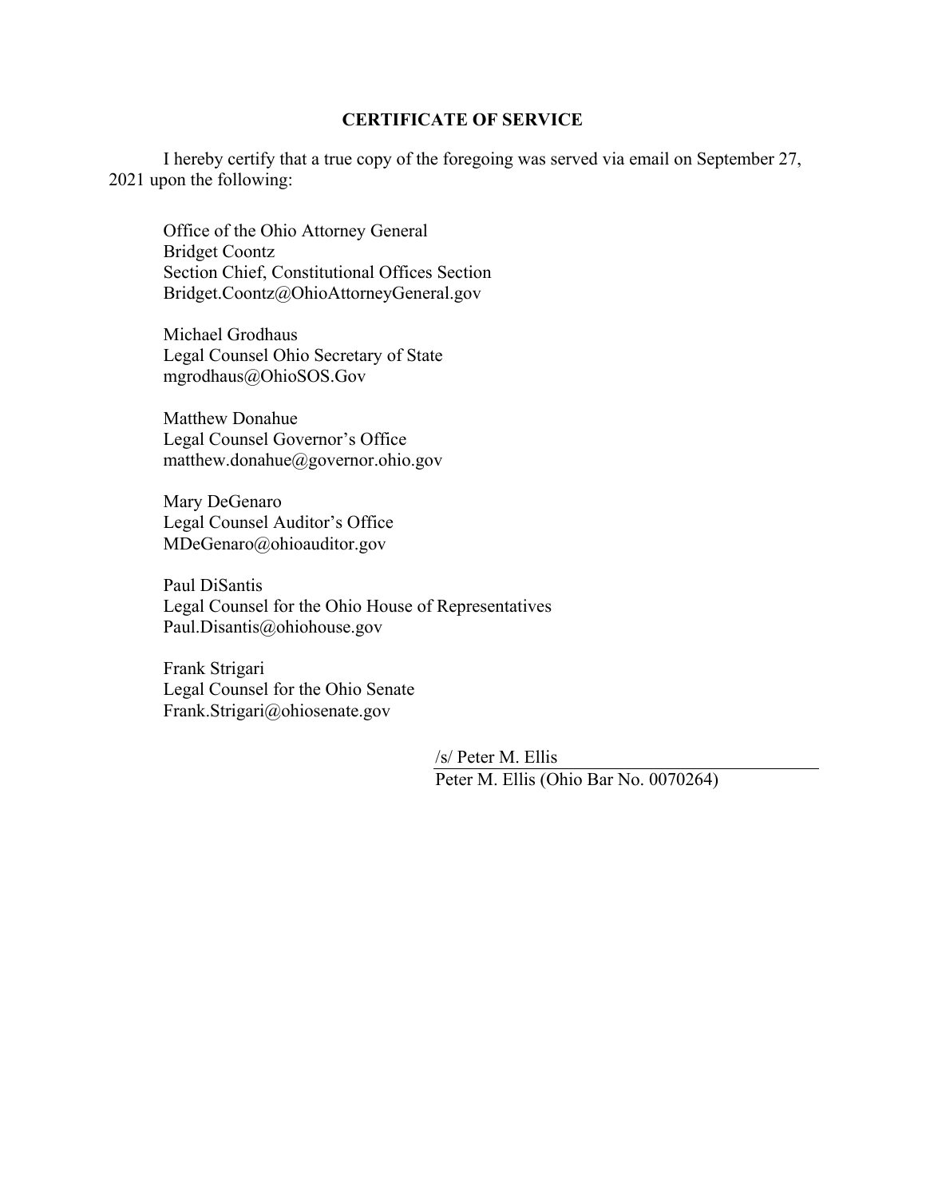## CERTIFICATE OF SERVICE

I hereby certify that a true copy of the foregoing was served via email on September 27, 2021 upon the following:

Office of the Ohio Attorney General
Bridget Coontz
Section Chief, Constitutional Offices Section
Bridget.Coontz@OhioAttorneyGeneral.gov

Michael Grodhaus
Legal Counsel Ohio Secretary of State
mgrodhaus@OhioSOS.Gov

Matthew Donahue
Legal Counsel Governor's Office
matthew.donahue@governor.ohio.gov

Mary DeGenaro
Legal Counsel Auditor's Office
MDeGenaro@ohioauditor.gov

Paul DiSantis
Legal Counsel for the Ohio House of Representatives
Paul.Disantis@ohiohouse.gov

Frank Strigari
Legal Counsel for the Ohio Senate
Frank.Strigari@ohiosenate.gov

/s/ Peter M. Ellis
Peter M. Ellis (Ohio Bar No. 0070264)